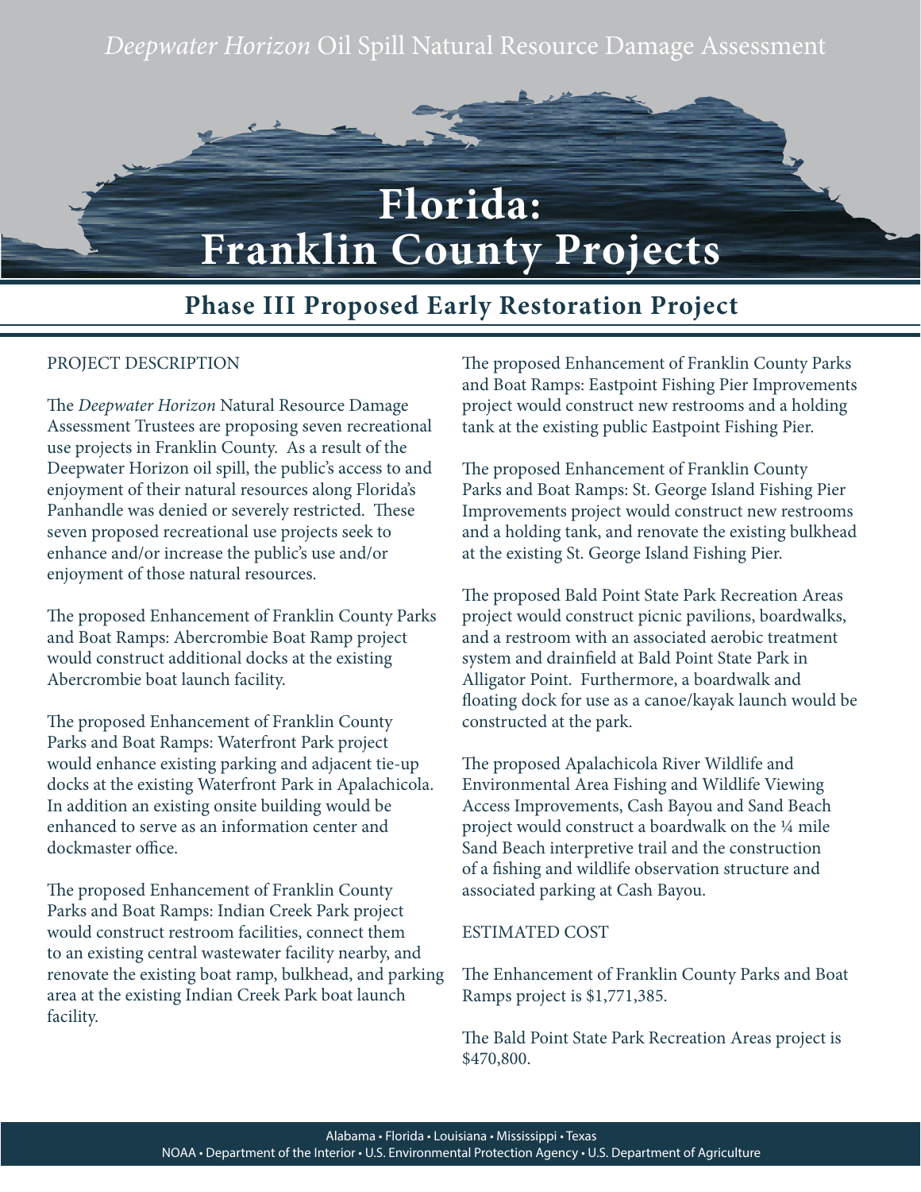*Deepwater Horizon* Oil Spill Natural Resource Damage Assessment

# Florida: Franklin County Projects

## Phase III Proposed Early Restoration Project

PROJECT DESCRIPTION

The *Deepwater Horizon* Natural Resource Damage Assessment Trustees are proposing seven recreational use projects in Franklin County. As a result of the Deepwater Horizon oil spill, the public's access to and enjoyment of their natural resources along Florida's Panhandle was denied or severely restricted. These seven proposed recreational use projects seek to enhance and/or increase the public's use and/or enjoyment of those natural resources.

The proposed Enhancement of Franklin County Parks and Boat Ramps: Abercrombie Boat Ramp project would construct additional docks at the existing Abercrombie boat launch facility.

The proposed Enhancement of Franklin County Parks and Boat Ramps: Waterfront Park project would enhance existing parking and adjacent tie-up docks at the existing Waterfront Park in Apalachicola. In addition an existing onsite building would be enhanced to serve as an information center and dockmaster office.

The proposed Enhancement of Franklin County Parks and Boat Ramps: Indian Creek Park project would construct restroom facilities, connect them to an existing central wastewater facility nearby, and renovate the existing boat ramp, bulkhead, and parking area at the existing Indian Creek Park boat launch facility.

The proposed Enhancement of Franklin County Parks and Boat Ramps: Eastpoint Fishing Pier Improvements project would construct new restrooms and a holding tank at the existing public Eastpoint Fishing Pier.

The proposed Enhancement of Franklin County Parks and Boat Ramps: St. George Island Fishing Pier Improvements project would construct new restrooms and a holding tank, and renovate the existing bulkhead at the existing St. George Island Fishing Pier.

The proposed Bald Point State Park Recreation Areas project would construct picnic pavilions, boardwalks, and a restroom with an associated aerobic treatment system and drainfield at Bald Point State Park in Alligator Point. Furthermore, a boardwalk and floating dock for use as a canoe/kayak launch would be constructed at the park.

The proposed Apalachicola River Wildlife and Environmental Area Fishing and Wildlife Viewing Access Improvements, Cash Bayou and Sand Beach project would construct a boardwalk on the ¼ mile Sand Beach interpretive trail and the construction of a fishing and wildlife observation structure and associated parking at Cash Bayou.

ESTIMATED COST

The Enhancement of Franklin County Parks and Boat Ramps project is $1,771,385.

The Bald Point State Park Recreation Areas project is $470,800.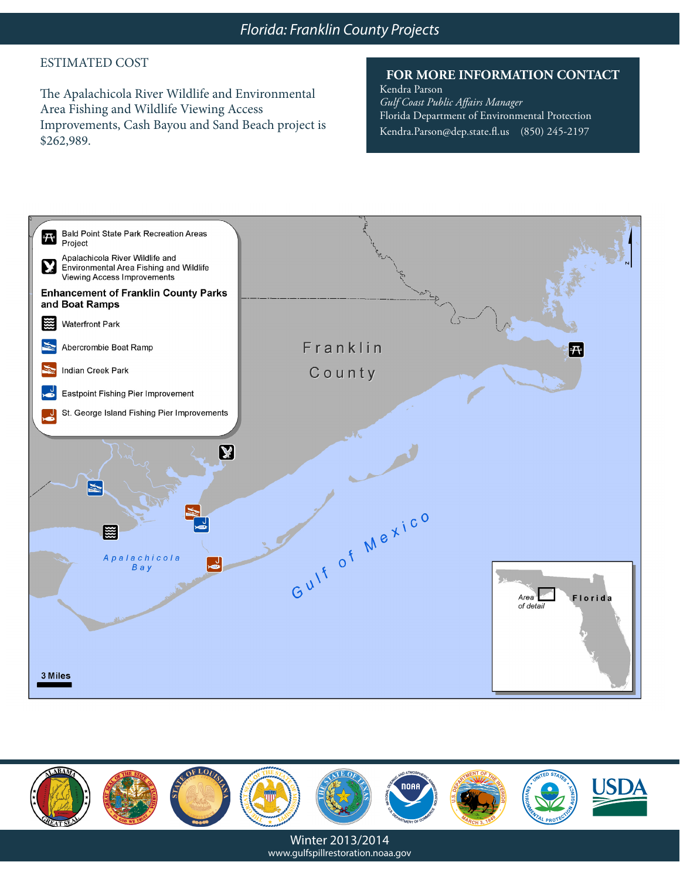## ESTIMATED COST

The Apalachicola River Wildlife and Environmental Area Fishing and Wildlife Viewing Access Improvements, Cash Bayou and Sand Beach project is $262,989.

## FOR MORE INFORMATION CONTACT

Kendra Parson
*Gulf Coast Public Affairs Manager*
Florida Department of Environmental Protection
Kendra.Parson@dep.state.fl.us (850) 245-2197

Bald Point State Park Recreation Areas Project

Apalachicola River Wildlife and Environmental Area Fishing and Wildlife Viewing Access Improvements

**Enhancement of Franklin County Parks and Boat Ramps**

Waterfront Park

Abercrombie Boat Ramp

Indian Creek Park

Eastpoint Fishing Pier Improvement

St. George Island Fishing Pier Improvements

Franklin County

Apalachicola Bay

Gulf of Mexico

Area of detail

Florida

3 Miles

N

Winter 2013/2014
www.gulfspillrestoration.noaa.gov